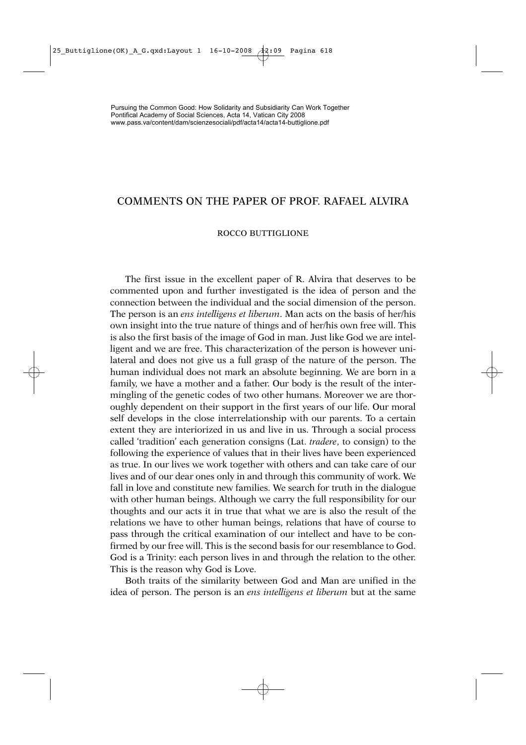# COMMENTS ON THE PAPER OF PROF. RAFAEL ALVIRA

ROCCO BUTTIGLIONE

The first issue in the excellent paper of R. Alvira that deserves to be commented upon and further investigated is the idea of person and the connection between the individual and the social dimension of the person. The person is an *ens intelligens et liberum*. Man acts on the basis of her/his own insight into the true nature of things and of her/his own free will. This is also the first basis of the image of God in man. Just like God we are intelligent and we are free. This characterization of the person is however unilateral and does not give us a full grasp of the nature of the person. The human individual does not mark an absolute beginning. We are born in a family, we have a mother and a father. Our body is the result of the intermingling of the genetic codes of two other humans. Moreover we are thoroughly dependent on their support in the first years of our life. Our moral self develops in the close interrelationship with our parents. To a certain extent they are interiorized in us and live in us. Through a social process called 'tradition' each generation consigns (Lat. *tradere*, to consign) to the following the experience of values that in their lives have been experienced as true. In our lives we work together with others and can take care of our lives and of our dear ones only in and through this community of work. We fall in love and constitute new families. We search for truth in the dialogue with other human beings. Although we carry the full responsibility for our thoughts and our acts it in true that what we are is also the result of the relations we have to other human beings, relations that have of course to pass through the critical examination of our intellect and have to be confirmed by our free will. This is the second basis for our resemblance to God. God is a Trinity: each person lives in and through the relation to the other. This is the reason why God is Love.

Both traits of the similarity between God and Man are unified in the idea of person. The person is an *ens intelligens et liberum* but at the same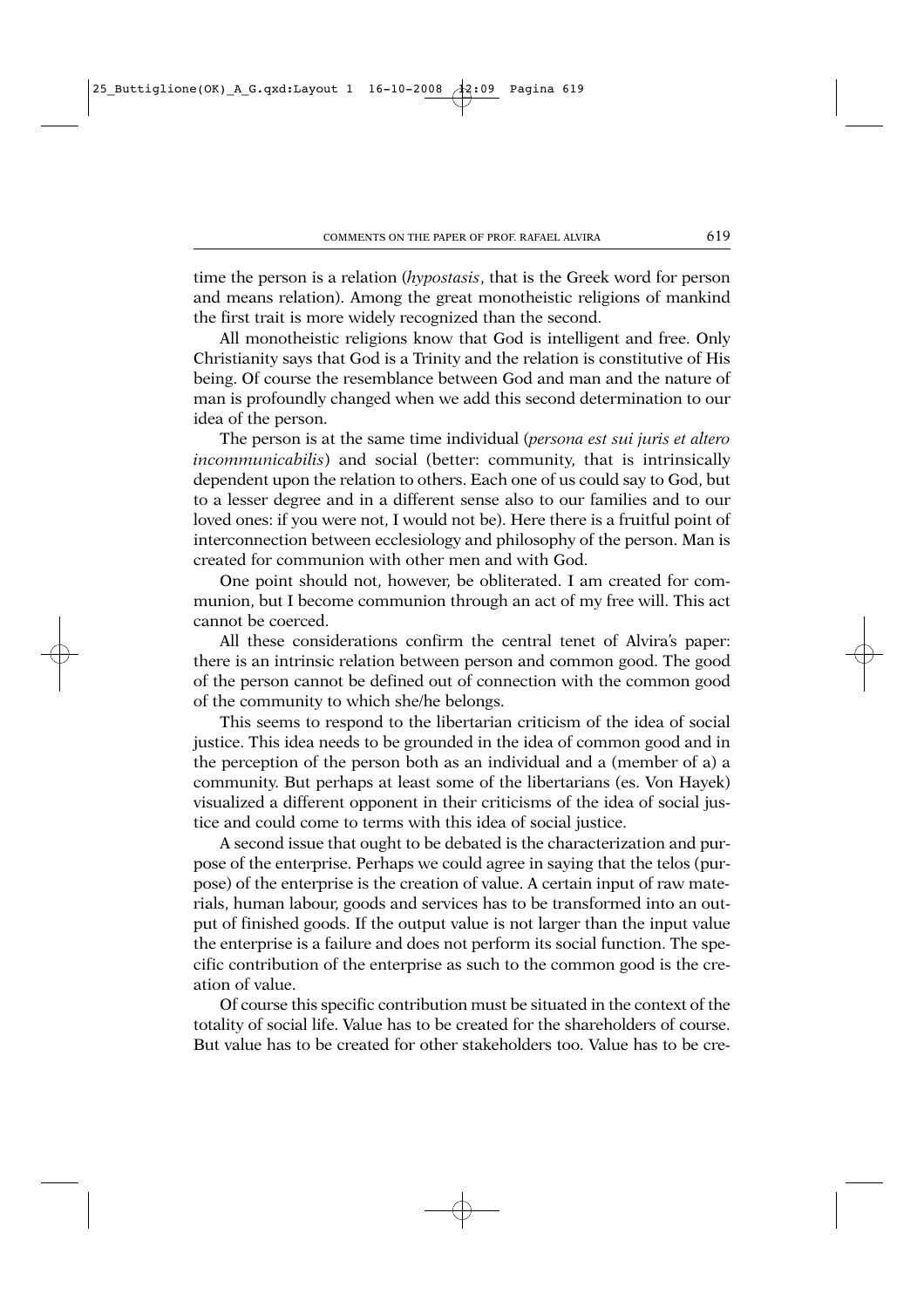time the person is a relation (*hypostasis*, that is the Greek word for person and means relation). Among the great monotheistic religions of mankind the first trait is more widely recognized than the second.

All monotheistic religions know that God is intelligent and free. Only Christianity says that God is a Trinity and the relation is constitutive of His being. Of course the resemblance between God and man and the nature of man is profoundly changed when we add this second determination to our idea of the person.

The person is at the same time individual (*persona est sui juris et altero incommunicabilis*) and social (better: community, that is intrinsically dependent upon the relation to others. Each one of us could say to God, but to a lesser degree and in a different sense also to our families and to our loved ones: if you were not, I would not be). Here there is a fruitful point of interconnection between ecclesiology and philosophy of the person. Man is created for communion with other men and with God.

One point should not, however, be obliterated. I am created for communion, but I become communion through an act of my free will. This act cannot be coerced.

All these considerations confirm the central tenet of Alvira's paper: there is an intrinsic relation between person and common good. The good of the person cannot be defined out of connection with the common good of the community to which she/he belongs.

This seems to respond to the libertarian criticism of the idea of social justice. This idea needs to be grounded in the idea of common good and in the perception of the person both as an individual and a (member of a) a community. But perhaps at least some of the libertarians (es. Von Hayek) visualized a different opponent in their criticisms of the idea of social justice and could come to terms with this idea of social justice.

A second issue that ought to be debated is the characterization and purpose of the enterprise. Perhaps we could agree in saying that the telos (purpose) of the enterprise is the creation of value. A certain input of raw materials, human labour, goods and services has to be transformed into an output of finished goods. If the output value is not larger than the input value the enterprise is a failure and does not perform its social function. The specific contribution of the enterprise as such to the common good is the creation of value.

Of course this specific contribution must be situated in the context of the totality of social life. Value has to be created for the shareholders of course. But value has to be created for other stakeholders too. Value has to be cre-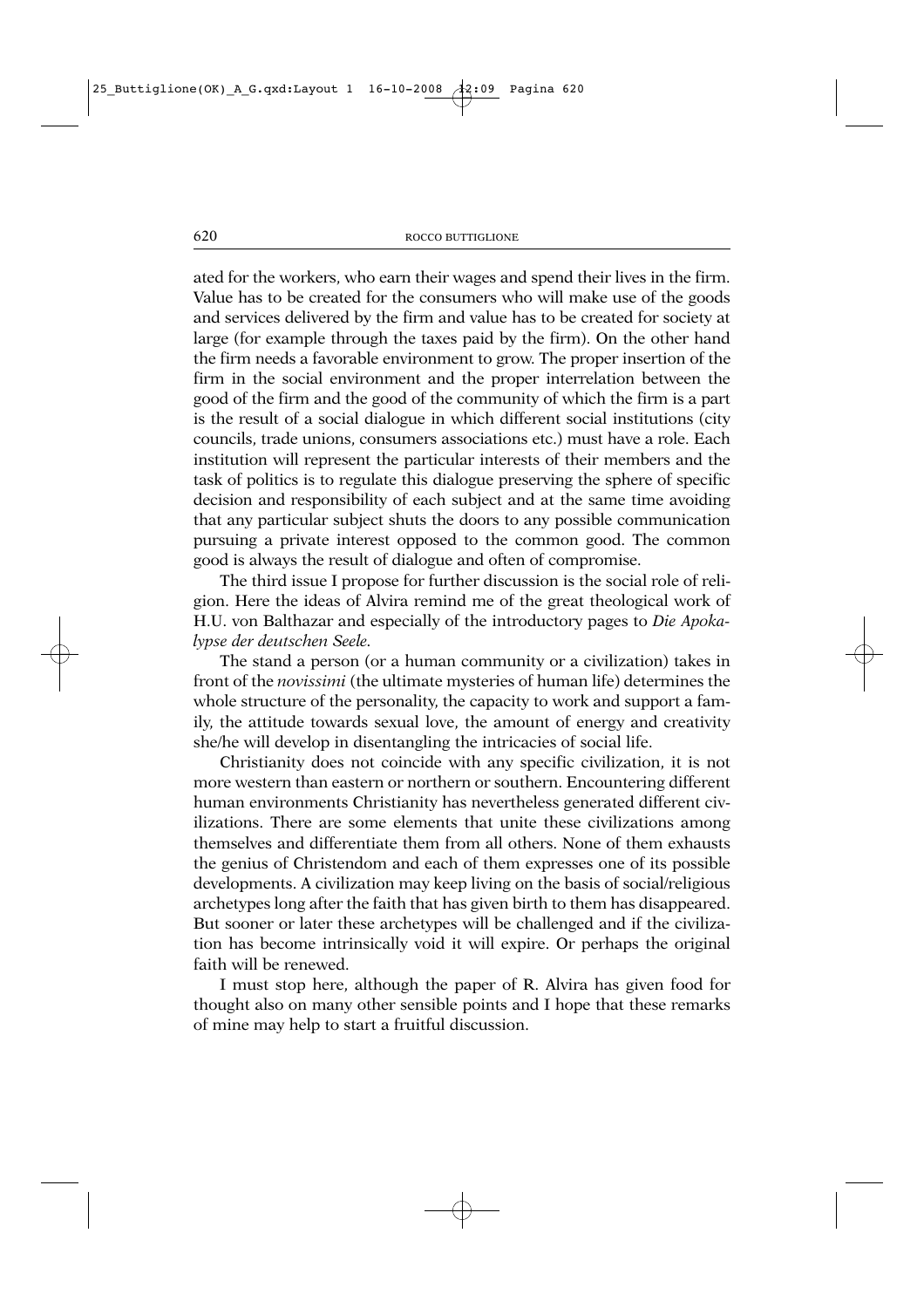ated for the workers, who earn their wages and spend their lives in the firm. Value has to be created for the consumers who will make use of the goods and services delivered by the firm and value has to be created for society at large (for example through the taxes paid by the firm). On the other hand the firm needs a favorable environment to grow. The proper insertion of the firm in the social environment and the proper interrelation between the good of the firm and the good of the community of which the firm is a part is the result of a social dialogue in which different social institutions (city councils, trade unions, consumers associations etc.) must have a role. Each institution will represent the particular interests of their members and the task of politics is to regulate this dialogue preserving the sphere of specific decision and responsibility of each subject and at the same time avoiding that any particular subject shuts the doors to any possible communication pursuing a private interest opposed to the common good. The common good is always the result of dialogue and often of compromise.

The third issue I propose for further discussion is the social role of religion. Here the ideas of Alvira remind me of the great theological work of H.U. von Balthazar and especially of the introductory pages to *Die Apokalypse der deutschen Seele.*

The stand a person (or a human community or a civilization) takes in front of the *novissimi* (the ultimate mysteries of human life) determines the whole structure of the personality, the capacity to work and support a family, the attitude towards sexual love, the amount of energy and creativity she/he will develop in disentangling the intricacies of social life.

Christianity does not coincide with any specific civilization, it is not more western than eastern or northern or southern. Encountering different human environments Christianity has nevertheless generated different civilizations. There are some elements that unite these civilizations among themselves and differentiate them from all others. None of them exhausts the genius of Christendom and each of them expresses one of its possible developments. A civilization may keep living on the basis of social/religious archetypes long after the faith that has given birth to them has disappeared. But sooner or later these archetypes will be challenged and if the civilization has become intrinsically void it will expire. Or perhaps the original faith will be renewed.

I must stop here, although the paper of R. Alvira has given food for thought also on many other sensible points and I hope that these remarks of mine may help to start a fruitful discussion.